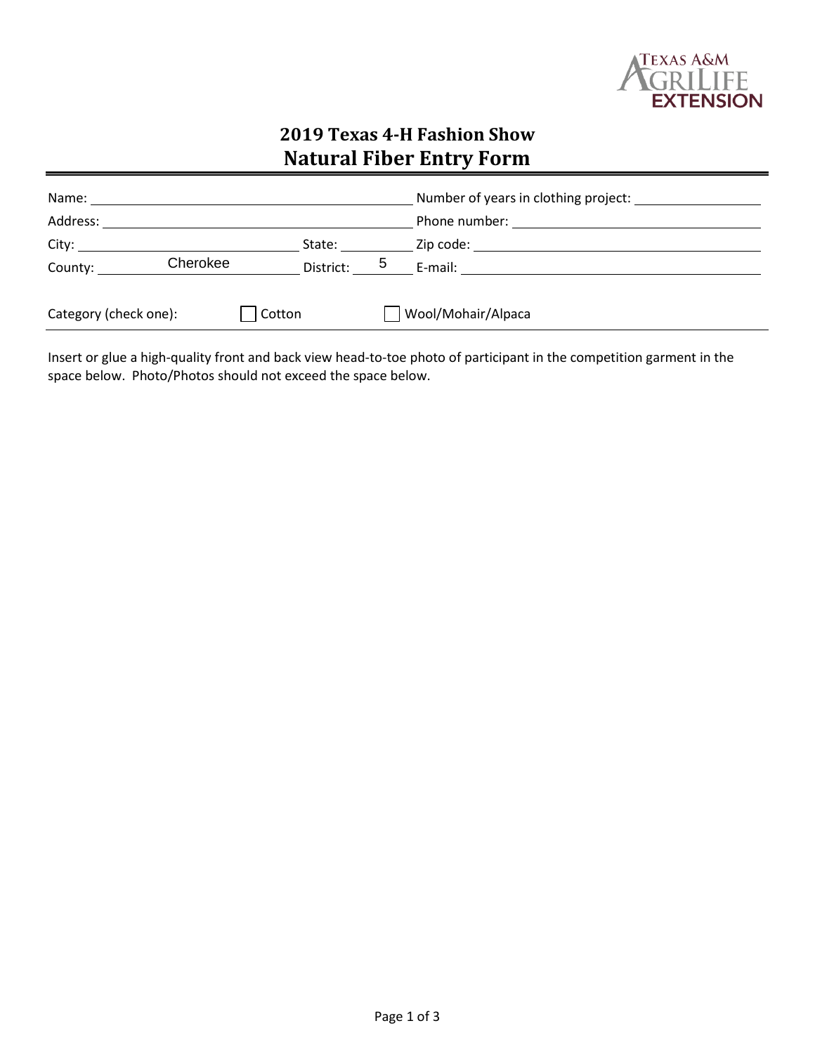Texas A&M AgriLife Extension

# 2019 Texas 4-H Fashion Show
## Natural Fiber Entry Form

Name: ____________________ Number of years in clothing project: ____________________

Address: ____________________ Phone number: ____________________

City: ____________________ State: __________ Zip code: ____________________

County: Cherokee District: 5 E-mail: ____________________

Category (check one): ☐ Cotton ☐ Wool/Mohair/Alpaca

Insert or glue a high-quality front and back view head-to-toe photo of participant in the competition garment in the space below. Photo/Photos should not exceed the space below.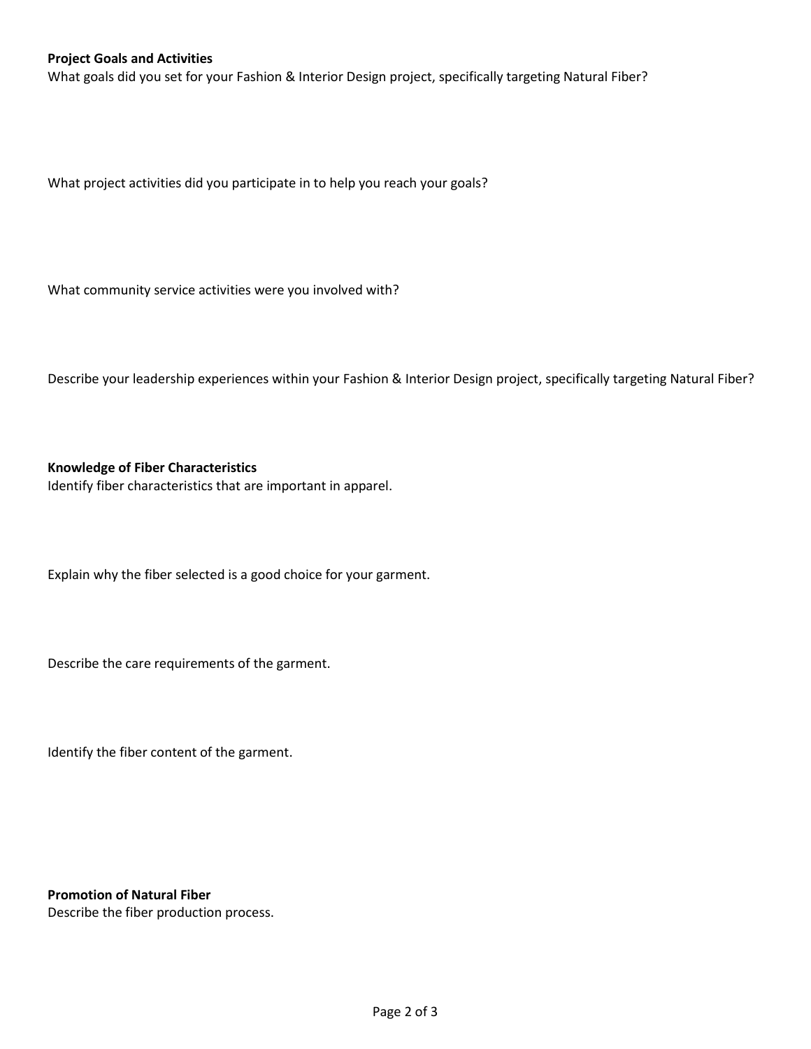**Project Goals and Activities**

What goals did you set for your Fashion & Interior Design project, specifically targeting Natural Fiber?

What project activities did you participate in to help you reach your goals?

What community service activities were you involved with?

Describe your leadership experiences within your Fashion & Interior Design project, specifically targeting Natural Fiber?

**Knowledge of Fiber Characteristics**

Identify fiber characteristics that are important in apparel.

Explain why the fiber selected is a good choice for your garment.

Describe the care requirements of the garment.

Identify the fiber content of the garment.

**Promotion of Natural Fiber**

Describe the fiber production process.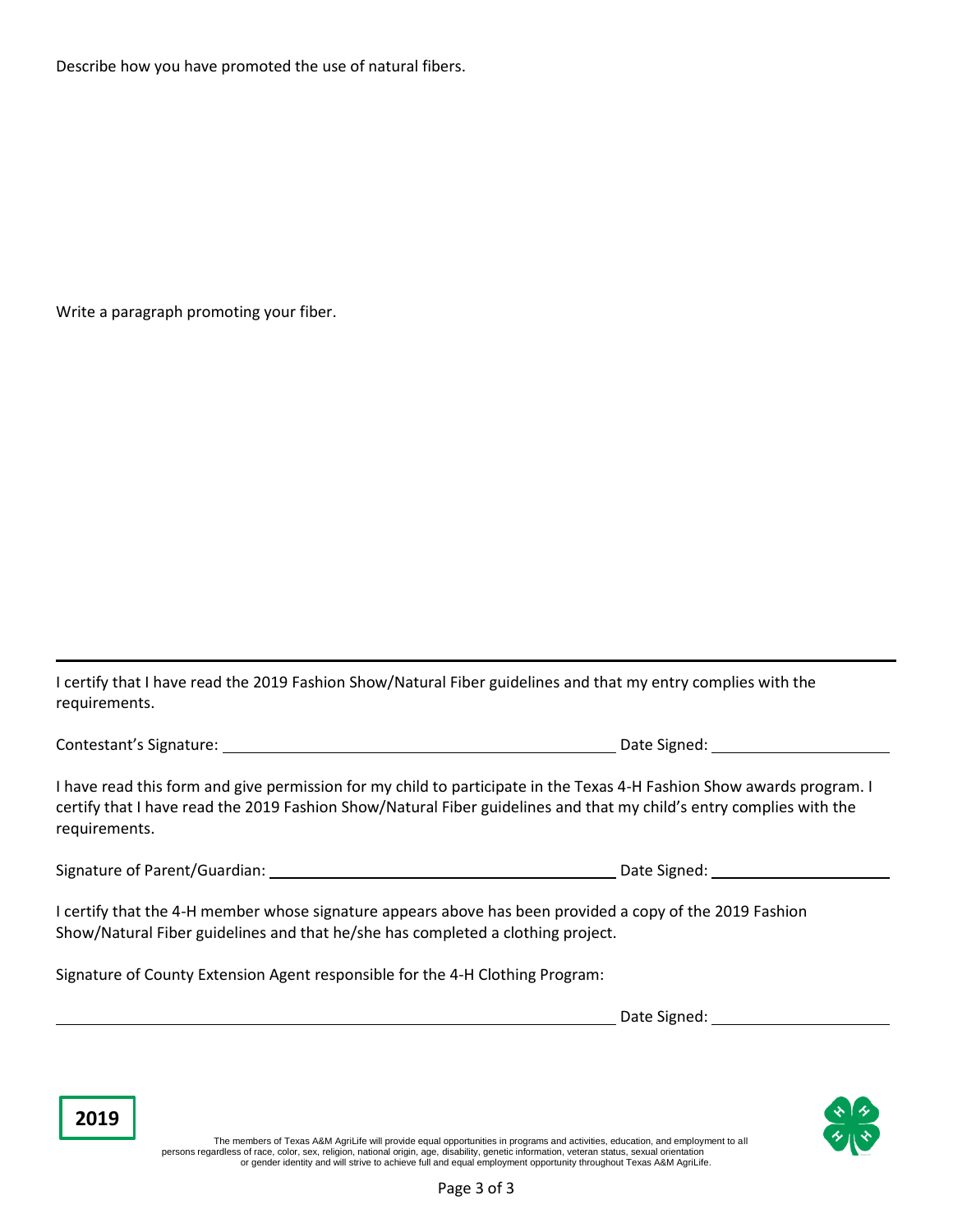Describe how you have promoted the use of natural fibers.

Write a paragraph promoting your fiber.

---

I certify that I have read the 2019 Fashion Show/Natural Fiber guidelines and that my entry complies with the requirements.

Contestant's Signature: ______________________________ Date Signed: ______________

I have read this form and give permission for my child to participate in the Texas 4-H Fashion Show awards program. I certify that I have read the 2019 Fashion Show/Natural Fiber guidelines and that my child's entry complies with the requirements.

Signature of Parent/Guardian: ______________________________ Date Signed: ______________

I certify that the 4-H member whose signature appears above has been provided a copy of the 2019 Fashion Show/Natural Fiber guidelines and that he/she has completed a clothing project.

Signature of County Extension Agent responsible for the 4-H Clothing Program:

______________________________ Date Signed: ______________

**2019**

The members of Texas A&M AgriLife will provide equal opportunities in programs and activities, education, and employment to all persons regardless of race, color, sex, religion, national origin, age, disability, genetic information, veteran status, sexual orientation or gender identity and will strive to achieve full and equal employment opportunity throughout Texas A&M AgriLife.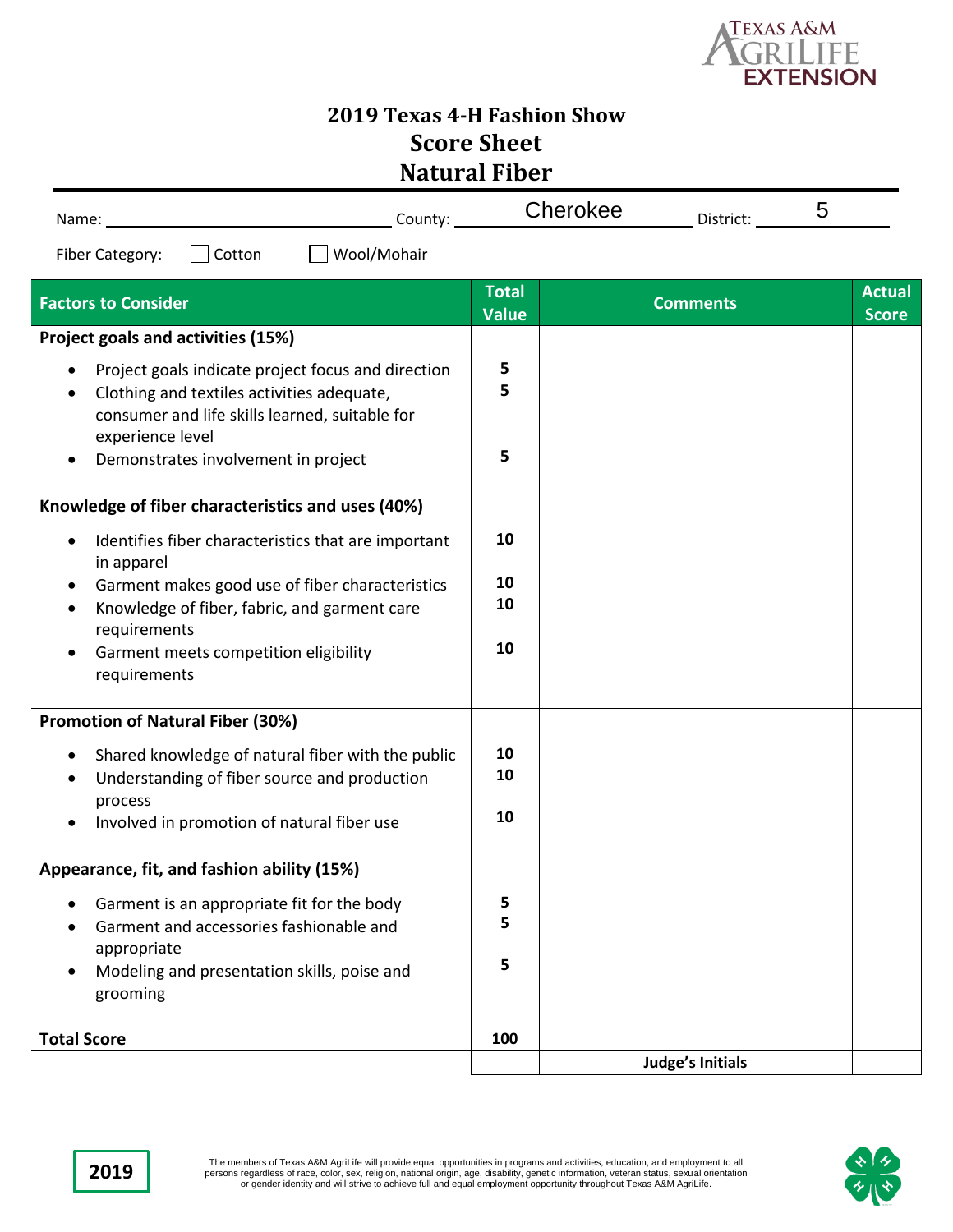# 2019 Texas 4-H Fashion Show
## Score Sheet
## Natural Fiber

Name: ______________________ County: Cherokee District: 5

Fiber Category: ☐ Cotton ☐ Wool/Mohair

| Factors to Consider | Total Value | Comments | Actual Score |
|---|---|---|---|
| **Project goals and activities (15%)** | | | |
| • Project goals indicate project focus and direction | 5 | | |
| • Clothing and textiles activities adequate, consumer and life skills learned, suitable for experience level | 5 | | |
| • Demonstrates involvement in project | 5 | | |
| **Knowledge of fiber characteristics and uses (40%)** | | | |
| • Identifies fiber characteristics that are important in apparel | 10 | | |
| • Garment makes good use of fiber characteristics | 10 | | |
| • Knowledge of fiber, fabric, and garment care requirements | 10 | | |
| • Garment meets competition eligibility requirements | 10 | | |
| **Promotion of Natural Fiber (30%)** | | | |
| • Shared knowledge of natural fiber with the public | 10 | | |
| • Understanding of fiber source and production process | 10 | | |
| • Involved in promotion of natural fiber use | 10 | | |
| **Appearance, fit, and fashion ability (15%)** | | | |
| • Garment is an appropriate fit for the body | 5 | | |
| • Garment and accessories fashionable and appropriate | 5 | | |
| • Modeling and presentation skills, poise and grooming | 5 | | |
| **Total Score** | 100 | | |
| | | **Judge's Initials** | |

2019

The members of Texas A&M AgriLife will provide equal opportunities in programs and activities, education, and employment to all persons regardless of race, color, sex, religion, national origin, age, disability, genetic information, veteran status, sexual orientation or gender identity and will strive to achieve full and equal employment opportunity throughout Texas A&M AgriLife.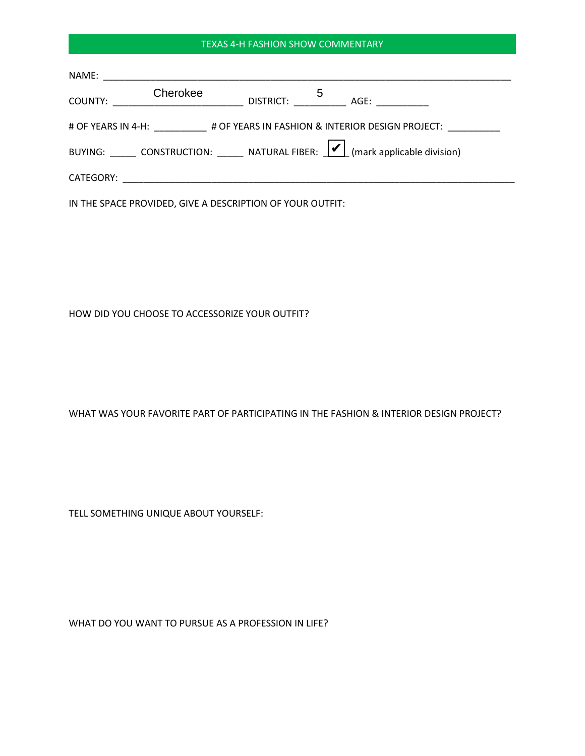# TEXAS 4-H FASHION SHOW COMMENTARY

NAME: ______________________________________________________________________________

COUNTY: Cherokee DISTRICT: 5 AGE: __________

# OF YEARS IN 4-H: __________ # OF YEARS IN FASHION & INTERIOR DESIGN PROJECT: __________

BUYING: _____ CONSTRUCTION: _____ NATURAL FIBER: ✔ (mark applicable division)

CATEGORY: ______________________________________________________________________________

IN THE SPACE PROVIDED, GIVE A DESCRIPTION OF YOUR OUTFIT:

HOW DID YOU CHOOSE TO ACCESSORIZE YOUR OUTFIT?

WHAT WAS YOUR FAVORITE PART OF PARTICIPATING IN THE FASHION & INTERIOR DESIGN PROJECT?

TELL SOMETHING UNIQUE ABOUT YOURSELF:

WHAT DO YOU WANT TO PURSUE AS A PROFESSION IN LIFE?